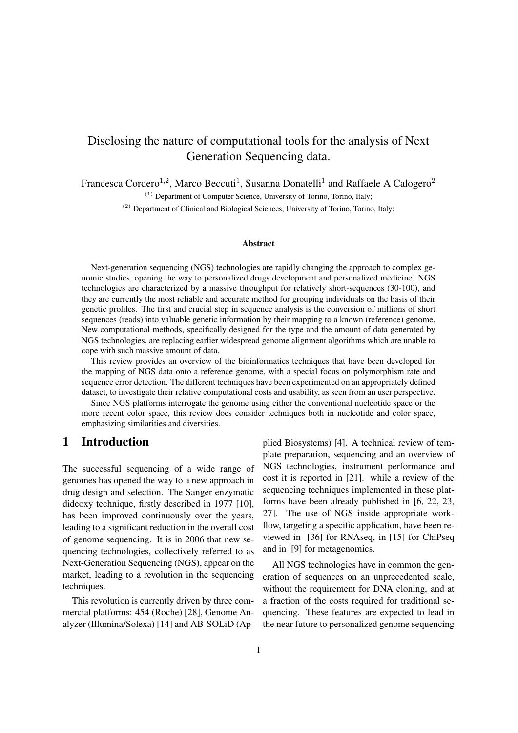# Disclosing the nature of computational tools for the analysis of Next Generation Sequencing data.

Francesca Cordero[1,2], Marco Beccuti[1], Susanna Donatelli[1] and Raffaele A Calogero[2]

[1] Department of Computer Science, University of Torino, Torino, Italy;

[2] Department of Clinical and Biological Sciences, University of Torino, Torino, Italy;

### Abstract

Next-generation sequencing (NGS) technologies are rapidly changing the approach to complex genomic studies, opening the way to personalized drugs development and personalized medicine. NGS technologies are characterized by a massive throughput for relatively short-sequences (30-100), and they are currently the most reliable and accurate method for grouping individuals on the basis of their genetic profiles. The first and crucial step in sequence analysis is the conversion of millions of short sequences (reads) into valuable genetic information by their mapping to a known (reference) genome. New computational methods, specifically designed for the type and the amount of data generated by NGS technologies, are replacing earlier widespread genome alignment algorithms which are unable to cope with such massive amount of data.

This review provides an overview of the bioinformatics techniques that have been developed for the mapping of NGS data onto a reference genome, with a special focus on polymorphism rate and sequence error detection. The different techniques have been experimented on an appropriately defined dataset, to investigate their relative computational costs and usability, as seen from an user perspective.

Since NGS platforms interrogate the genome using either the conventional nucleotide space or the more recent color space, this review does consider techniques both in nucleotide and color space, emphasizing similarities and diversities.

## 1 Introduction

The successful sequencing of a wide range of genomes has opened the way to a new approach in drug design and selection. The Sanger enzymatic dideoxy technique, firstly described in 1977 [10], has been improved continuously over the years, leading to a significant reduction in the overall cost of genome sequencing. It is in 2006 that new sequencing technologies, collectively referred to as Next-Generation Sequencing (NGS), appear on the market, leading to a revolution in the sequencing techniques.

This revolution is currently driven by three commercial platforms: 454 (Roche) [28], Genome Analyzer (Illumina/Solexa) [14] and AB-SOLiD (Applied Biosystems) [4]. A technical review of template preparation, sequencing and an overview of NGS technologies, instrument performance and cost it is reported in [21]. while a review of the sequencing techniques implemented in these platforms have been already published in [6, 22, 23, 27]. The use of NGS inside appropriate workflow, targeting a specific application, have been reviewed in [36] for RNAseq, in [15] for ChiPseq and in [9] for metagenomics.

All NGS technologies have in common the generation of sequences on an unprecedented scale, without the requirement for DNA cloning, and at a fraction of the costs required for traditional sequencing. These features are expected to lead in the near future to personalized genome sequencing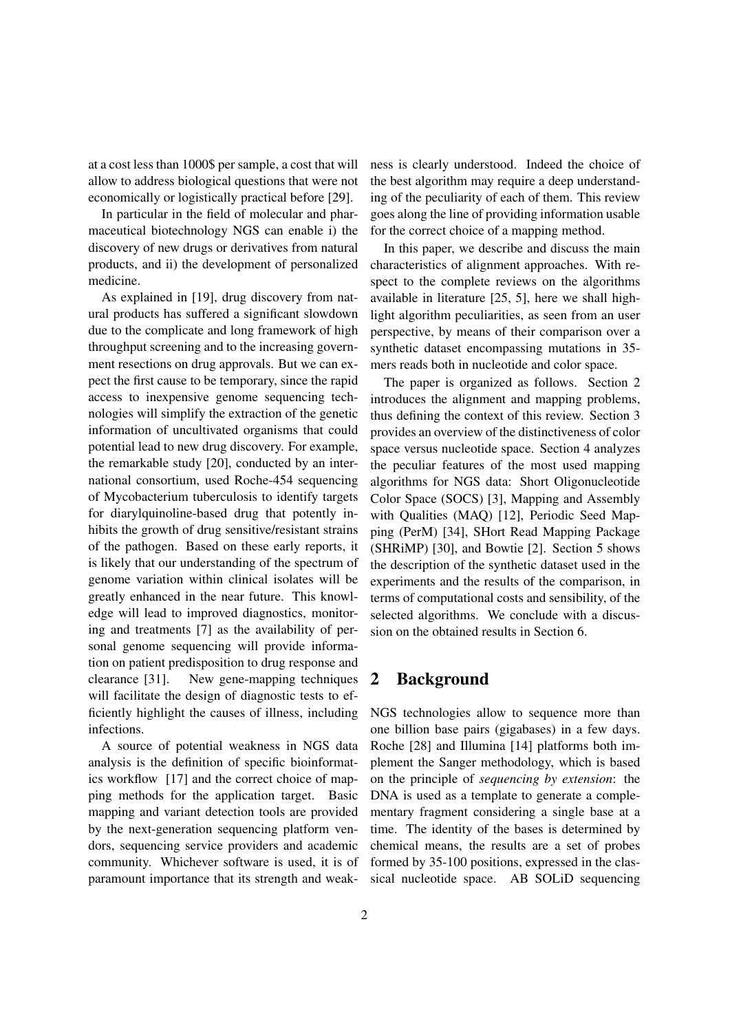at a cost less than 1000$ per sample, a cost that will allow to address biological questions that were not economically or logistically practical before [29].

In particular in the field of molecular and pharmaceutical biotechnology NGS can enable i) the discovery of new drugs or derivatives from natural products, and ii) the development of personalized medicine.

As explained in [19], drug discovery from natural products has suffered a significant slowdown due to the complicate and long framework of high throughput screening and to the increasing government resections on drug approvals. But we can expect the first cause to be temporary, since the rapid access to inexpensive genome sequencing technologies will simplify the extraction of the genetic information of uncultivated organisms that could potential lead to new drug discovery. For example, the remarkable study [20], conducted by an international consortium, used Roche-454 sequencing of Mycobacterium tuberculosis to identify targets for diarylquinoline-based drug that potently inhibits the growth of drug sensitive/resistant strains of the pathogen. Based on these early reports, it is likely that our understanding of the spectrum of genome variation within clinical isolates will be greatly enhanced in the near future. This knowledge will lead to improved diagnostics, monitoring and treatments [7] as the availability of personal genome sequencing will provide information on patient predisposition to drug response and clearance [31]. New gene-mapping techniques will facilitate the design of diagnostic tests to efficiently highlight the causes of illness, including infections.

A source of potential weakness in NGS data analysis is the definition of specific bioinformatics workflow [17] and the correct choice of mapping methods for the application target. Basic mapping and variant detection tools are provided by the next-generation sequencing platform vendors, sequencing service providers and academic community. Whichever software is used, it is of paramount importance that its strength and weakness is clearly understood. Indeed the choice of the best algorithm may require a deep understanding of the peculiarity of each of them. This review goes along the line of providing information usable for the correct choice of a mapping method.

In this paper, we describe and discuss the main characteristics of alignment approaches. With respect to the complete reviews on the algorithms available in literature [25, 5], here we shall highlight algorithm peculiarities, as seen from an user perspective, by means of their comparison over a synthetic dataset encompassing mutations in 35-mers reads both in nucleotide and color space.

The paper is organized as follows. Section 2 introduces the alignment and mapping problems, thus defining the context of this review. Section 3 provides an overview of the distinctiveness of color space versus nucleotide space. Section 4 analyzes the peculiar features of the most used mapping algorithms for NGS data: Short Oligonucleotide Color Space (SOCS) [3], Mapping and Assembly with Qualities (MAQ) [12], Periodic Seed Mapping (PerM) [34], SHort Read Mapping Package (SHRiMP) [30], and Bowtie [2]. Section 5 shows the description of the synthetic dataset used in the experiments and the results of the comparison, in terms of computational costs and sensibility, of the selected algorithms. We conclude with a discussion on the obtained results in Section 6.

## 2 Background

NGS technologies allow to sequence more than one billion base pairs (gigabases) in a few days. Roche [28] and Illumina [14] platforms both implement the Sanger methodology, which is based on the principle of *sequencing by extension*: the DNA is used as a template to generate a complementary fragment considering a single base at a time. The identity of the bases is determined by chemical means, the results are a set of probes formed by 35-100 positions, expressed in the classical nucleotide space. AB SOLiD sequencing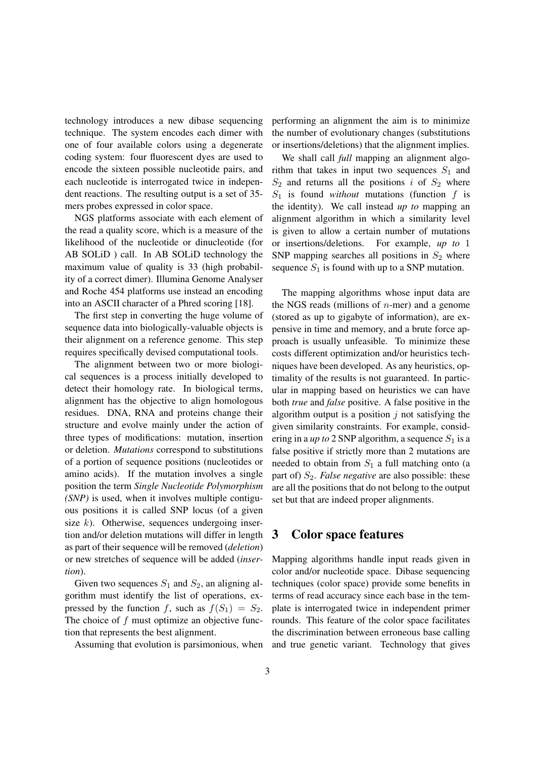technology introduces a new dibase sequencing technique. The system encodes each dimer with one of four available colors using a degenerate coding system: four fluorescent dyes are used to encode the sixteen possible nucleotide pairs, and each nucleotide is interrogated twice in independent reactions. The resulting output is a set of 35-mers probes expressed in color space.

NGS platforms associate with each element of the read a quality score, which is a measure of the likelihood of the nucleotide or dinucleotide (for AB SOLiD ) call. In AB SOLiD technology the maximum value of quality is 33 (high probability of a correct dimer). Illumina Genome Analyser and Roche 454 platforms use instead an encoding into an ASCII character of a Phred scoring [18].

The first step in converting the huge volume of sequence data into biologically-valuable objects is their alignment on a reference genome. This step requires specifically devised computational tools.

The alignment between two or more biological sequences is a process initially developed to detect their homology rate. In biological terms, alignment has the objective to align homologous residues. DNA, RNA and proteins change their structure and evolve mainly under the action of three types of modifications: mutation, insertion or deletion. *Mutations* correspond to substitutions of a portion of sequence positions (nucleotides or amino acids). If the mutation involves a single position the term *Single Nucleotide Polymorphism (SNP)* is used, when it involves multiple contiguous positions it is called SNP locus (of a given size $k$). Otherwise, sequences undergoing insertion and/or deletion mutations will differ in length as part of their sequence will be removed (*deletion*) or new stretches of sequence will be added (*insertion*).

Given two sequences $S_1$ and $S_2$, an aligning algorithm must identify the list of operations, expressed by the function $f$, such as $f(S_1) = S_2$. The choice of $f$ must optimize an objective function that represents the best alignment.

Assuming that evolution is parsimonious, when performing an alignment the aim is to minimize the number of evolutionary changes (substitutions or insertions/deletions) that the alignment implies.

We shall call *full* mapping an alignment algorithm that takes in input two sequences $S_1$ and $S_2$ and returns all the positions $i$ of $S_2$ where $S_1$ is found *without* mutations (function $f$ is the identity). We call instead *up to* mapping an alignment algorithm in which a similarity level is given to allow a certain number of mutations or insertions/deletions. For example, *up to* 1 SNP mapping searches all positions in $S_2$ where sequence $S_1$ is found with up to a SNP mutation.

The mapping algorithms whose input data are the NGS reads (millions of $n$-mer) and a genome (stored as up to gigabyte of information), are expensive in time and memory, and a brute force approach is usually unfeasible. To minimize these costs different optimization and/or heuristics techniques have been developed. As any heuristics, optimality of the results is not guaranteed. In particular in mapping based on heuristics we can have both *true* and *false* positive. A false positive in the algorithm output is a position $j$ not satisfying the given similarity constraints. For example, considering in a *up to* 2 SNP algorithm, a sequence $S_1$ is a false positive if strictly more than 2 mutations are needed to obtain from $S_1$ a full matching onto (a part of) $S_2$. *False negative* are also possible: these are all the positions that do not belong to the output set but that are indeed proper alignments.

## 3 Color space features

Mapping algorithms handle input reads given in color and/or nucleotide space. Dibase sequencing techniques (color space) provide some benefits in terms of read accuracy since each base in the template is interrogated twice in independent primer rounds. This feature of the color space facilitates the discrimination between erroneous base calling and true genetic variant. Technology that gives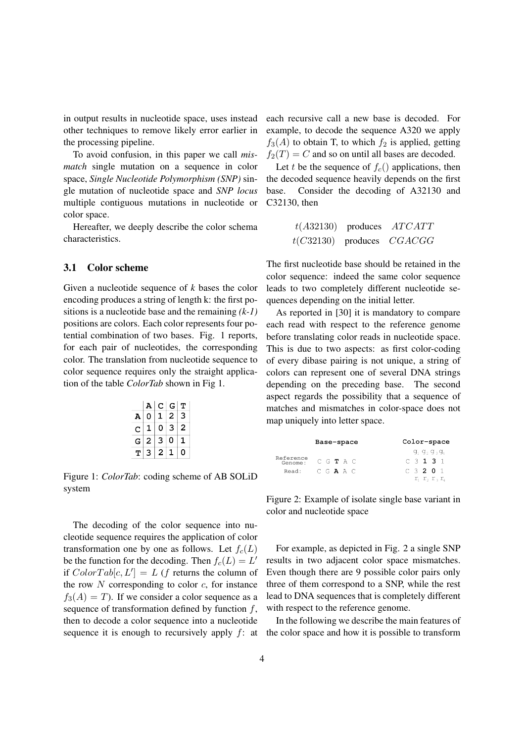in output results in nucleotide space, uses instead other techniques to remove likely error earlier in the processing pipeline.

To avoid confusion, in this paper we call *mismatch* single mutation on a sequence in color space, *Single Nucleotide Polymorphism (SNP)* single mutation of nucleotide space and *SNP locus* multiple contiguous mutations in nucleotide or color space.

Hereafter, we deeply describe the color schema characteristics.

### 3.1 Color scheme

Given a nucleotide sequence of *k* bases the color encoding produces a string of length k: the first positions is a nucleotide base and the remaining *(k-1)* positions are colors. Each color represents four potential combination of two bases. Fig. 1 reports, for each pair of nucleotides, the corresponding color. The translation from nucleotide sequence to color sequence requires only the straight application of the table *ColorTab* shown in Fig 1.

| | A | C | G | T |
|---|---|---|---|---|
| **A** | 0 | 1 | 2 | 3 |
| **C** | 1 | 0 | 3 | 2 |
| **G** | 2 | 3 | 0 | 1 |
| **T** | 3 | 2 | 1 | 0 |

Figure 1: *ColorTab*: coding scheme of AB SOLiD system

The decoding of the color sequence into nucleotide sequence requires the application of color transformation one by one as follows. Let $f_c(L)$ be the function for the decoding. Then $f_c(L) = L'$ if $ColorTab[c, L'] = L$ ($f$ returns the column of the row $N$ corresponding to color $c$, for instance $f_3(A) = T$). If we consider a color sequence as a sequence of transformation defined by function $f$, then to decode a color sequence into a nucleotide sequence it is enough to recursively apply $f$: at each recursive call a new base is decoded. For example, to decode the sequence A320 we apply $f_3(A)$ to obtain T, to which $f_2$ is applied, getting $f_2(T) = C$ and so on until all bases are decoded.

Let $t$ be the sequence of $f_c()$ applications, then the decoded sequence heavily depends on the first base. Consider the decoding of A32130 and C32130, then

$$t(A32130) \quad \text{produces} \quad ATCATT$$
$$t(C32130) \quad \text{produces} \quad CGACGG$$

The first nucleotide base should be retained in the color sequence: indeed the same color sequence leads to two completely different nucleotide sequences depending on the initial letter.

As reported in [30] it is mandatory to compare each read with respect to the reference genome before translating color reads in nucleotide space. This is due to two aspects: as first color-coding of every dibase pairing is not unique, a string of colors can represent one of several DNA strings depending on the preceding base. The second aspect regards the possibility that a sequence of matches and mismatches in color-space does not map uniquely into letter space.

| | Base-space | Color-space |
|---|---|---|
| | | $g_1$ $g_2$ $g_3$ $g_4$ |
| Reference Genome: | C G **T** A C | C 3 **1** **3** 1 |
| Read: | C G **A** A C | C 3 **2** **0** 1 |
| | | $r_1$ $r_2$ $r_3$ $r_4$ |

Figure 2: Example of isolate single base variant in color and nucleotide space

For example, as depicted in Fig. 2 a single SNP results in two adjacent color space mismatches. Even though there are 9 possible color pairs only three of them correspond to a SNP, while the rest lead to DNA sequences that is completely different with respect to the reference genome.

In the following we describe the main features of the color space and how it is possible to transform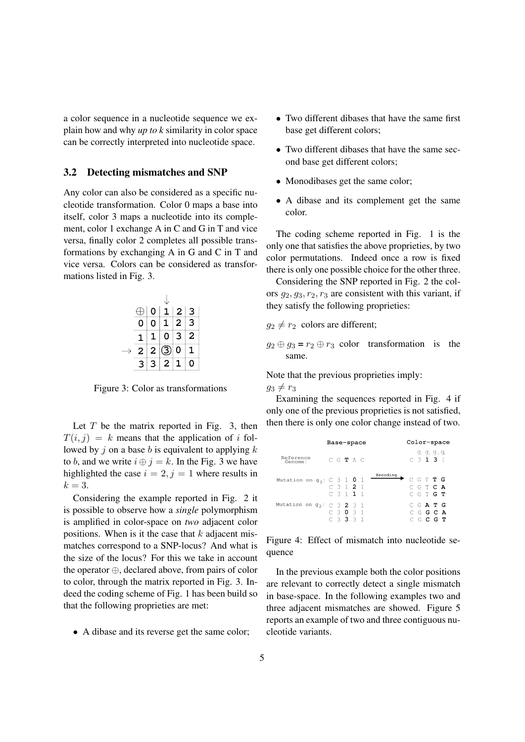a color sequence in a nucleotide sequence we explain how and why *up to k* similarity in color space can be correctly interpreted into nucleotide space.

### 3.2 Detecting mismatches and SNP

Any color can also be considered as a specific nucleotide transformation. Color 0 maps a base into itself, color 3 maps a nucleotide into its complement, color 1 exchange A in C and G in T and vice versa, finally color 2 completes all possible transformations by exchanging A in G and C in T and vice versa. Colors can be considered as transformations listed in Fig. 3.

| $\oplus$ | 0 | 1 ↓ | 2 | 3 |
|---|---|---|---|---|
| 0 | 0 | 1 | 2 | 3 |
| 1 | 1 | 0 | 3 | 2 |
| → 2 | 2 | (3) | 0 | 1 |
| 3 | 3 | 2 | 1 | 0 |

Figure 3: Color as transformations

Let $T$ be the matrix reported in Fig. 3, then $T(i, j) = k$ means that the application of $i$ followed by $j$ on a base $b$ is equivalent to applying $k$ to $b$, and we write $i \oplus j = k$. In the Fig. 3 we have highlighted the case $i = 2, j = 1$ where results in $k = 3$.

Considering the example reported in Fig. 2 it is possible to observe how a *single* polymorphism is amplified in color-space on *two* adjacent color positions. When is it the case that $k$ adjacent mismatches correspond to a SNP-locus? And what is the size of the locus? For this we take in account the operator $\oplus$, declared above, from pairs of color to color, through the matrix reported in Fig. 3. Indeed the coding scheme of Fig. 1 has been build so that the following proprieties are met:

- A dibase and its reverse get the same color;
- Two different dibases that have the same first base get different colors;
- Two different dibases that have the same second base get different colors;
- Monodibases get the same color;
- A dibase and its complement get the same color.

The coding scheme reported in Fig. 1 is the only one that satisfies the above proprieties, by two color permutations. Indeed once a row is fixed there is only one possible choice for the other three.

Considering the SNP reported in Fig. 2 the colors $g_2, g_3, r_2, r_3$ are consistent with this variant, if they satisfy the following proprieties:

$g_2 \neq r_2$ colors are different;

$g_2 \oplus g_3 = r_2 \oplus r_3$ color transformation is the same.

Note that the previous proprieties imply:
$g_3 \neq r_3$

Examining the sequences reported in Fig. 4 if only one of the previous proprieties is not satisfied, then there is only one color change instead of two.

| | Base-space | | Color-space |
|---|---|---|---|
| | | | $g_1$ $g_2$ $g_3$ $g_4$ |
| Reference Genome: | C G **T** A C | | C 3 **1** **3** 1 |
| Mutation on $g_3$: | C 3 1 **0** 1 | Encoding → | C G T **T** **G** |
| | C 3 1 **2** 1 | | C G T **C** **A** |
| | C 3 1 **1** 1 | | C G T **G** **T** |
| Mutation on $g_2$: | C 3 **2** 3 1 | | C G **A** **T** **G** |
| | C 3 **0** 3 1 | | C G **G** **C** **A** |
| | C 3 **3** 3 1 | | C G **C** **G** **T** |

Figure 4: Effect of mismatch into nucleotide sequence

In the previous example both the color positions are relevant to correctly detect a single mismatch in base-space. In the following examples two and three adjacent mismatches are showed. Figure 5 reports an example of two and three contiguous nucleotide variants.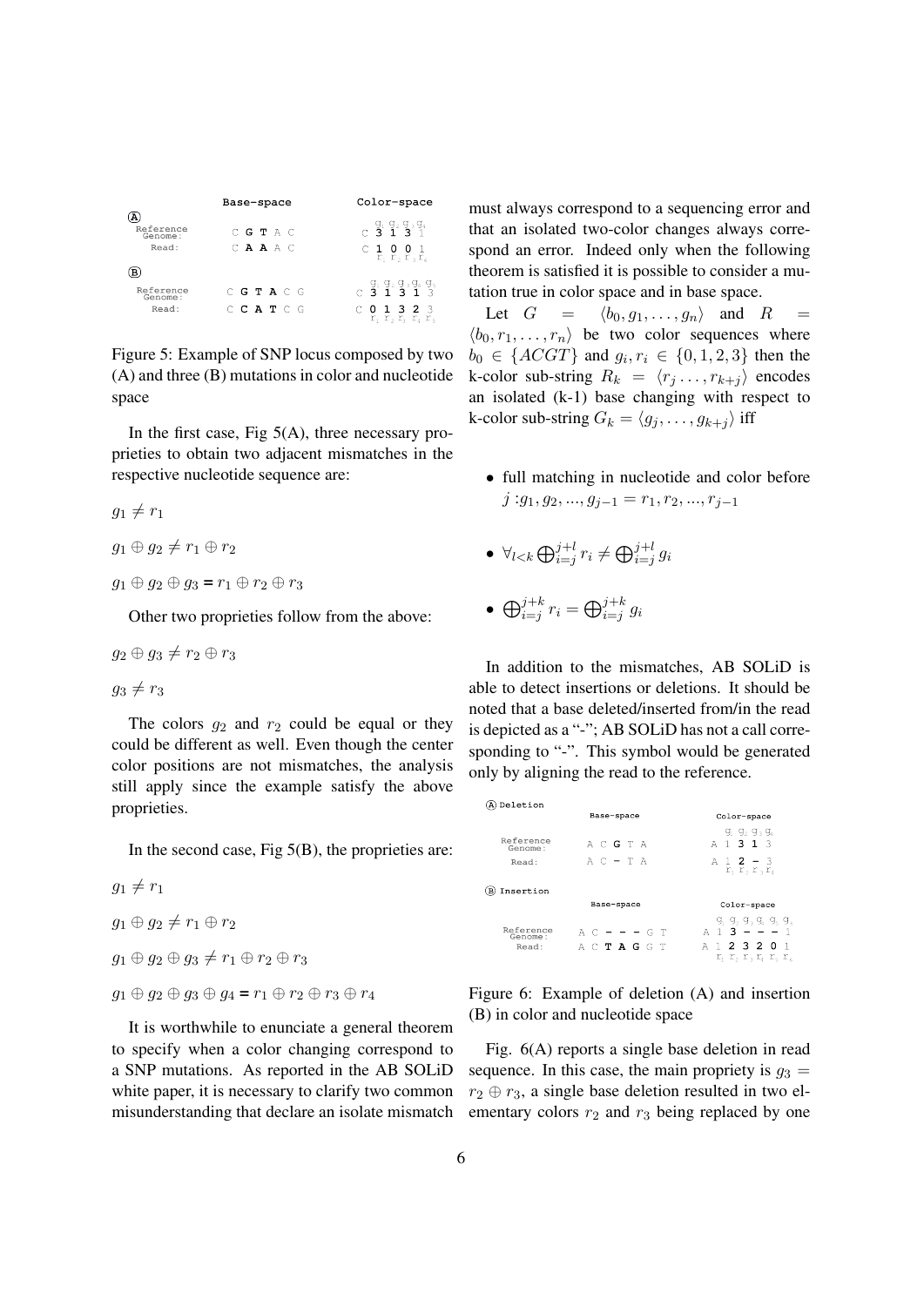Figure 5: Example of SNP locus composed by two (A) and three (B) mutations in color and nucleotide space

In the first case, Fig 5(A), three necessary proprieties to obtain two adjacent mismatches in the respective nucleotide sequence are:

$g_1 \neq r_1$

$g_1 \oplus g_2 \neq r_1 \oplus r_2$

$g_1 \oplus g_2 \oplus g_3 = r_1 \oplus r_2 \oplus r_3$

Other two proprieties follow from the above:

$g_2 \oplus g_3 \neq r_2 \oplus r_3$

$g_3 \neq r_3$

The colors $g_2$ and $r_2$ could be equal or they could be different as well. Even though the center color positions are not mismatches, the analysis still apply since the example satisfy the above proprieties.

In the second case, Fig 5(B), the proprieties are:

$g_1 \neq r_1$

$g_1 \oplus g_2 \neq r_1 \oplus r_2$

$g_1 \oplus g_2 \oplus g_3 \neq r_1 \oplus r_2 \oplus r_3$

$g_1 \oplus g_2 \oplus g_3 \oplus g_4 = r_1 \oplus r_2 \oplus r_3 \oplus r_4$

It is worthwhile to enunciate a general theorem to specify when a color changing correspond to a SNP mutations. As reported in the AB SOLiD white paper, it is necessary to clarify two common misunderstanding that declare an isolate mismatch must always correspond to a sequencing error and that an isolated two-color changes always correspond an error. Indeed only when the following theorem is satisfied it is possible to consider a mutation true in color space and in base space.

Let $G = \langle b_0, g_1, \ldots, g_n \rangle$ and $R = \langle b_0, r_1, \ldots, r_n \rangle$ be two color sequences where $b_0 \in \{ACGT\}$ and $g_i, r_i \in \{0, 1, 2, 3\}$ then the k-color sub-string $R_k = \langle r_j \ldots, r_{k+j} \rangle$ encodes an isolated (k-1) base changing with respect to k-color sub-string $G_k = \langle g_j, \ldots, g_{k+j} \rangle$ iff

- full matching in nucleotide and color before $j : g_1, g_2, ..., g_{j-1} = r_1, r_2, ..., r_{j-1}$
- $\forall_{l<k} \bigoplus_{i=j}^{j+l} r_i \neq \bigoplus_{i=j}^{j+l} g_i$
- $\bigoplus_{i=j}^{j+k} r_i = \bigoplus_{i=j}^{j+k} g_i$

In addition to the mismatches, AB SOLiD is able to detect insertions or deletions. It should be noted that a base deleted/inserted from/in the read is depicted as a "-"; AB SOLiD has not a call corresponding to "-". This symbol would be generated only by aligning the read to the reference.

Figure 6: Example of deletion (A) and insertion (B) in color and nucleotide space

Fig. 6(A) reports a single base deletion in read sequence. In this case, the main propriety is $g_3 = r_2 \oplus r_3$, a single base deletion resulted in two elementary colors $r_2$ and $r_3$ being replaced by one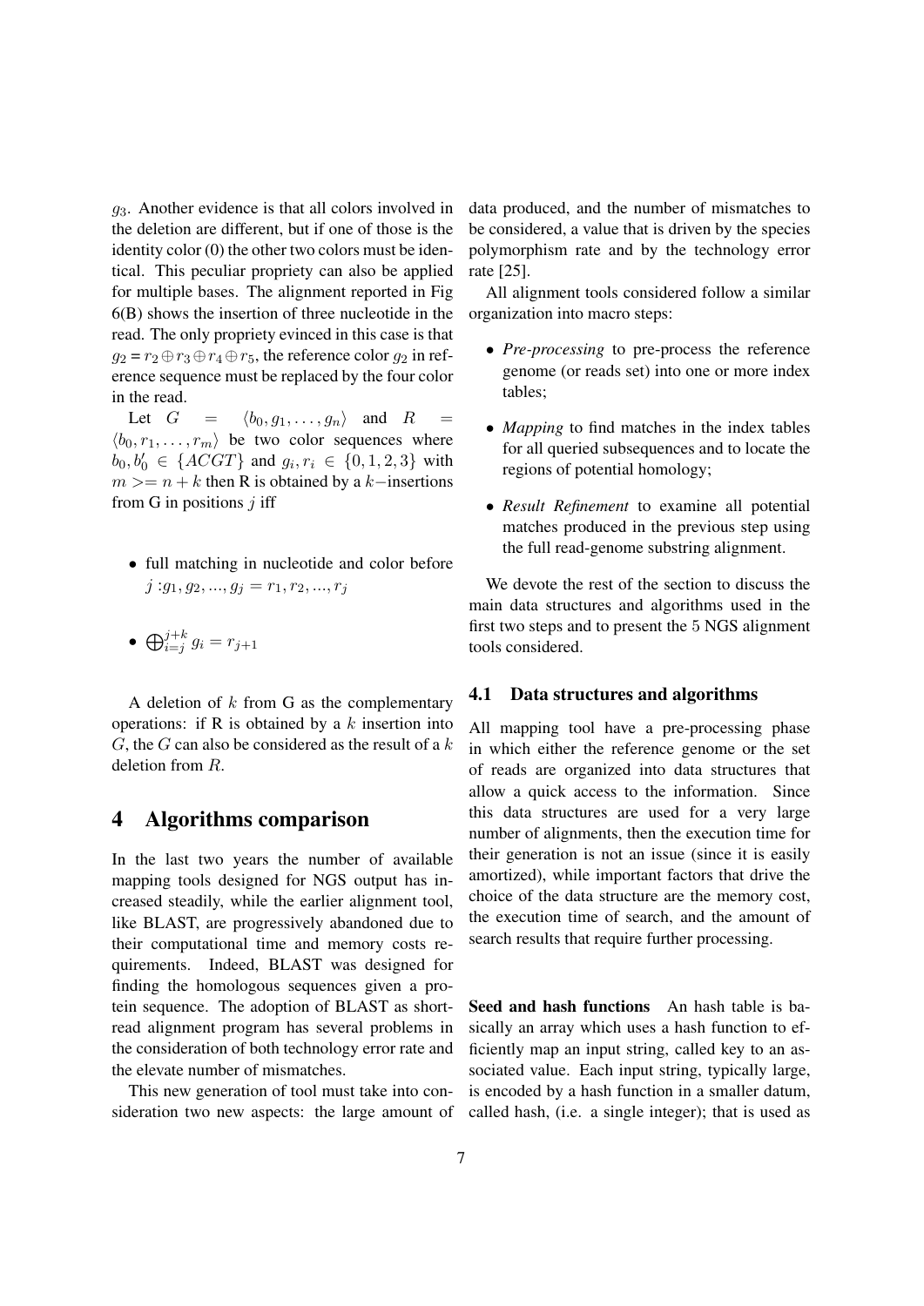$g_3$. Another evidence is that all colors involved in the deletion are different, but if one of those is the identity color (0) the other two colors must be identical. This peculiar propriety can also be applied for multiple bases. The alignment reported in Fig 6(B) shows the insertion of three nucleotide in the read. The only propriety evinced in this case is that $g_2 = r_2 \oplus r_3 \oplus r_4 \oplus r_5$, the reference color $g_2$ in reference sequence must be replaced by the four color in the read.

Let $G = \langle b_0, g_1, \ldots, g_n \rangle$ and $R = \langle b_0, r_1, \ldots, r_m \rangle$ be two color sequences where $b_0, b_0' \in \{ACGT\}$ and $g_i, r_i \in \{0, 1, 2, 3\}$ with $m >= n + k$ then R is obtained by a $k-$insertions from G in positions $j$ iff

- full matching in nucleotide and color before $j$ :$g_1, g_2, ..., g_j = r_1, r_2, ..., r_j$
- $\bigoplus_{i=j}^{j+k} g_i = r_{j+1}$

A deletion of $k$ from G as the complementary operations: if R is obtained by a $k$ insertion into $G$, the $G$ can also be considered as the result of a $k$ deletion from $R$.

# 4 Algorithms comparison

In the last two years the number of available mapping tools designed for NGS output has increased steadily, while the earlier alignment tool, like BLAST, are progressively abandoned due to their computational time and memory costs requirements. Indeed, BLAST was designed for finding the homologous sequences given a protein sequence. The adoption of BLAST as short-read alignment program has several problems in the consideration of both technology error rate and the elevate number of mismatches.

This new generation of tool must take into consideration two new aspects: the large amount of data produced, and the number of mismatches to be considered, a value that is driven by the species polymorphism rate and by the technology error rate [25].

All alignment tools considered follow a similar organization into macro steps:

- *Pre-processing* to pre-process the reference genome (or reads set) into one or more index tables;
- *Mapping* to find matches in the index tables for all queried subsequences and to locate the regions of potential homology;
- *Result Refinement* to examine all potential matches produced in the previous step using the full read-genome substring alignment.

We devote the rest of the section to discuss the main data structures and algorithms used in the first two steps and to present the 5 NGS alignment tools considered.

## 4.1 Data structures and algorithms

All mapping tool have a pre-processing phase in which either the reference genome or the set of reads are organized into data structures that allow a quick access to the information. Since this data structures are used for a very large number of alignments, then the execution time for their generation is not an issue (since it is easily amortized), while important factors that drive the choice of the data structure are the memory cost, the execution time of search, and the amount of search results that require further processing.

**Seed and hash functions** An hash table is basically an array which uses a hash function to efficiently map an input string, called key to an associated value. Each input string, typically large, is encoded by a hash function in a smaller datum, called hash, (i.e. a single integer); that is used as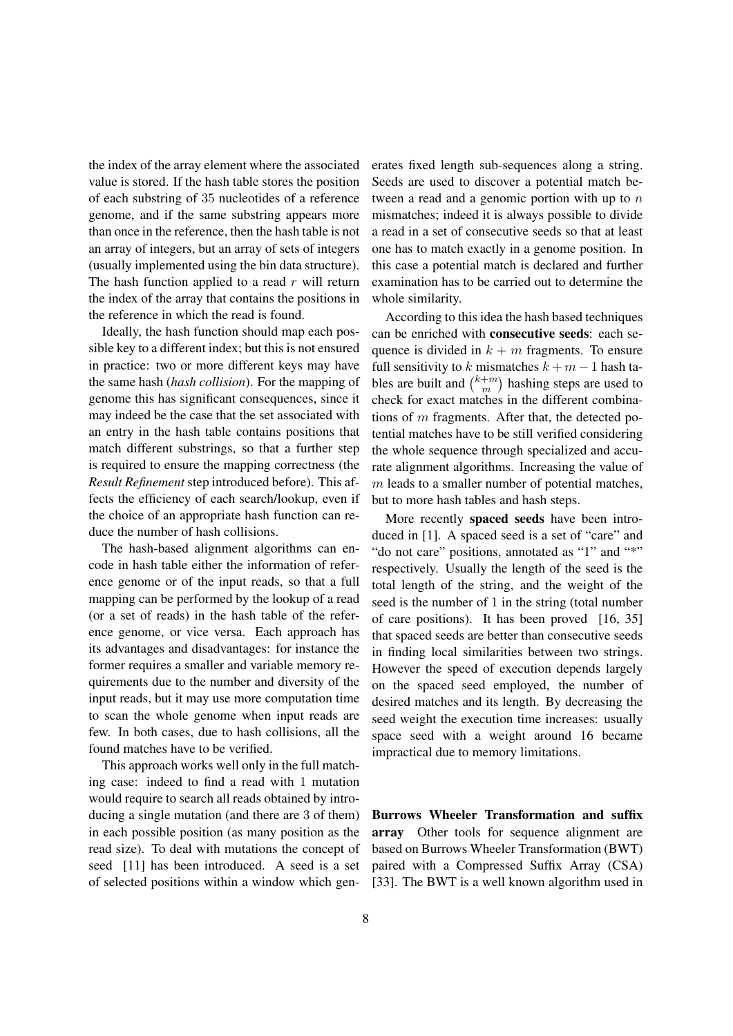the index of the array element where the associated value is stored. If the hash table stores the position of each substring of 35 nucleotides of a reference genome, and if the same substring appears more than once in the reference, then the hash table is not an array of integers, but an array of sets of integers (usually implemented using the bin data structure). The hash function applied to a read $r$ will return the index of the array that contains the positions in the reference in which the read is found.

Ideally, the hash function should map each possible key to a different index; but this is not ensured in practice: two or more different keys may have the same hash (*hash collision*). For the mapping of genome this has significant consequences, since it may indeed be the case that the set associated with an entry in the hash table contains positions that match different substrings, so that a further step is required to ensure the mapping correctness (the *Result Refinement* step introduced before). This affects the efficiency of each search/lookup, even if the choice of an appropriate hash function can reduce the number of hash collisions.

The hash-based alignment algorithms can encode in hash table either the information of reference genome or of the input reads, so that a full mapping can be performed by the lookup of a read (or a set of reads) in the hash table of the reference genome, or vice versa. Each approach has its advantages and disadvantages: for instance the former requires a smaller and variable memory requirements due to the number and diversity of the input reads, but it may use more computation time to scan the whole genome when input reads are few. In both cases, due to hash collisions, all the found matches have to be verified.

This approach works well only in the full matching case: indeed to find a read with 1 mutation would require to search all reads obtained by introducing a single mutation (and there are 3 of them) in each possible position (as many position as the read size). To deal with mutations the concept of seed [11] has been introduced. A seed is a set of selected positions within a window which generates fixed length sub-sequences along a string. Seeds are used to discover a potential match between a read and a genomic portion with up to $n$ mismatches; indeed it is always possible to divide a read in a set of consecutive seeds so that at least one has to match exactly in a genome position. In this case a potential match is declared and further examination has to be carried out to determine the whole similarity.

According to this idea the hash based techniques can be enriched with **consecutive seeds**: each sequence is divided in $k + m$ fragments. To ensure full sensitivity to $k$ mismatches $k + m - 1$ hash tables are built and $\binom{k+m}{m}$ hashing steps are used to check for exact matches in the different combinations of $m$ fragments. After that, the detected potential matches have to be still verified considering the whole sequence through specialized and accurate alignment algorithms. Increasing the value of $m$ leads to a smaller number of potential matches, but to more hash tables and hash steps.

More recently **spaced seeds** have been introduced in [1]. A spaced seed is a set of "care" and "do not care" positions, annotated as "1" and "*" respectively. Usually the length of the seed is the total length of the string, and the weight of the seed is the number of 1 in the string (total number of care positions). It has been proved [16, 35] that spaced seeds are better than consecutive seeds in finding local similarities between two strings. However the speed of execution depends largely on the spaced seed employed, the number of desired matches and its length. By decreasing the seed weight the execution time increases: usually space seed with a weight around 16 became impractical due to memory limitations.

**Burrows Wheeler Transformation and suffix array** Other tools for sequence alignment are based on Burrows Wheeler Transformation (BWT) paired with a Compressed Suffix Array (CSA) [33]. The BWT is a well known algorithm used in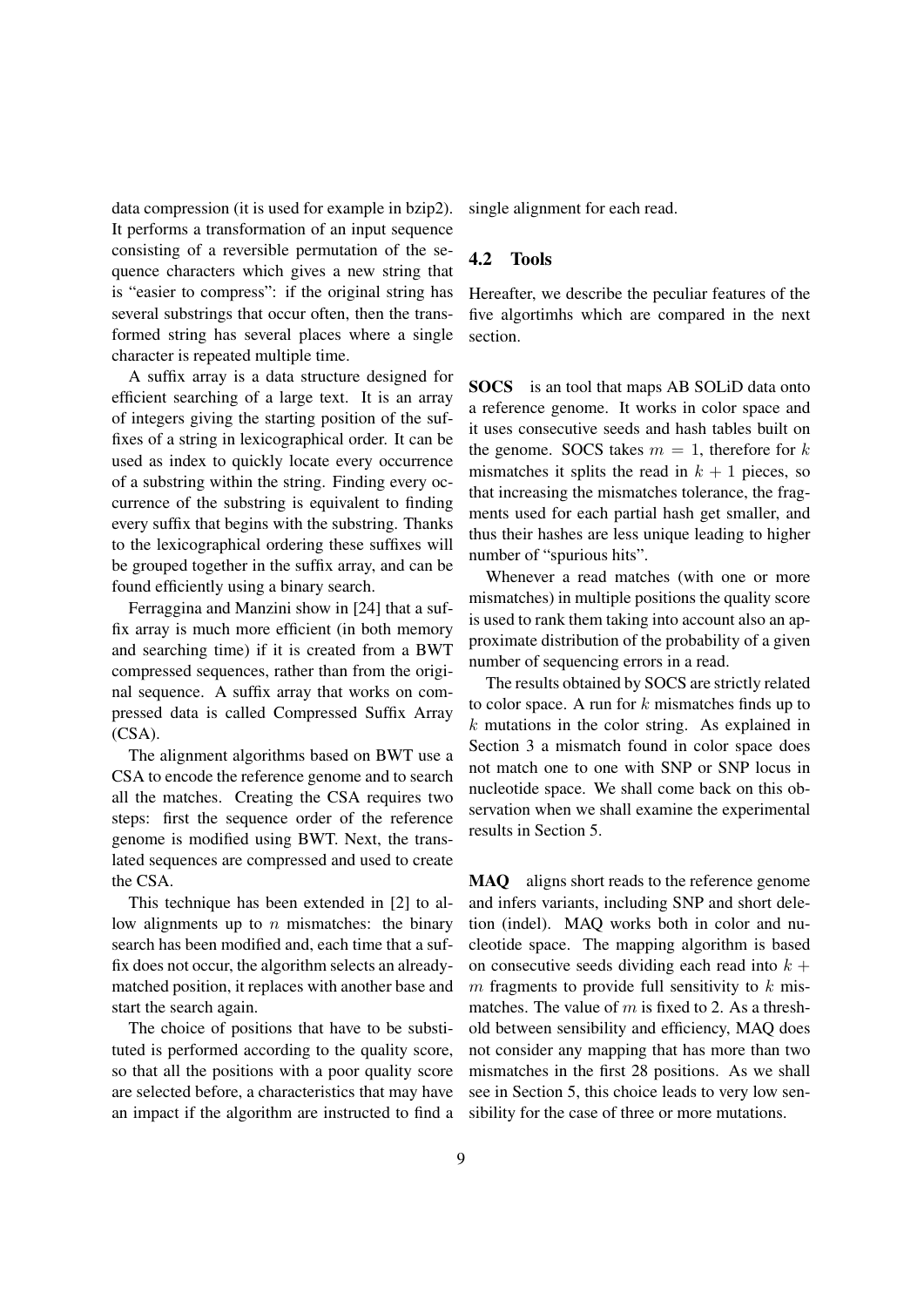data compression (it is used for example in bzip2). It performs a transformation of an input sequence consisting of a reversible permutation of the sequence characters which gives a new string that is "easier to compress": if the original string has several substrings that occur often, then the transformed string has several places where a single character is repeated multiple time.

A suffix array is a data structure designed for efficient searching of a large text. It is an array of integers giving the starting position of the suffixes of a string in lexicographical order. It can be used as index to quickly locate every occurrence of a substring within the string. Finding every occurrence of the substring is equivalent to finding every suffix that begins with the substring. Thanks to the lexicographical ordering these suffixes will be grouped together in the suffix array, and can be found efficiently using a binary search.

Ferraggina and Manzini show in [24] that a suffix array is much more efficient (in both memory and searching time) if it is created from a BWT compressed sequences, rather than from the original sequence. A suffix array that works on compressed data is called Compressed Suffix Array (CSA).

The alignment algorithms based on BWT use a CSA to encode the reference genome and to search all the matches. Creating the CSA requires two steps: first the sequence order of the reference genome is modified using BWT. Next, the translated sequences are compressed and used to create the CSA.

This technique has been extended in [2] to allow alignments up to $n$ mismatches: the binary search has been modified and, each time that a suffix does not occur, the algorithm selects an already-matched position, it replaces with another base and start the search again.

The choice of positions that have to be substituted is performed according to the quality score, so that all the positions with a poor quality score are selected before, a characteristics that may have an impact if the algorithm are instructed to find a single alignment for each read.

## 4.2 Tools

Hereafter, we describe the peculiar features of the five algortimhs which are compared in the next section.

**SOCS** is an tool that maps AB SOLiD data onto a reference genome. It works in color space and it uses consecutive seeds and hash tables built on the genome. SOCS takes $m = 1$, therefore for $k$ mismatches it splits the read in $k + 1$ pieces, so that increasing the mismatches tolerance, the fragments used for each partial hash get smaller, and thus their hashes are less unique leading to higher number of "spurious hits".

Whenever a read matches (with one or more mismatches) in multiple positions the quality score is used to rank them taking into account also an approximate distribution of the probability of a given number of sequencing errors in a read.

The results obtained by SOCS are strictly related to color space. A run for $k$ mismatches finds up to $k$ mutations in the color string. As explained in Section 3 a mismatch found in color space does not match one to one with SNP or SNP locus in nucleotide space. We shall come back on this observation when we shall examine the experimental results in Section 5.

**MAQ** aligns short reads to the reference genome and infers variants, including SNP and short deletion (indel). MAQ works both in color and nucleotide space. The mapping algorithm is based on consecutive seeds dividing each read into $k + m$ fragments to provide full sensitivity to $k$ mismatches. The value of $m$ is fixed to 2. As a threshold between sensibility and efficiency, MAQ does not consider any mapping that has more than two mismatches in the first 28 positions. As we shall see in Section 5, this choice leads to very low sensibility for the case of three or more mutations.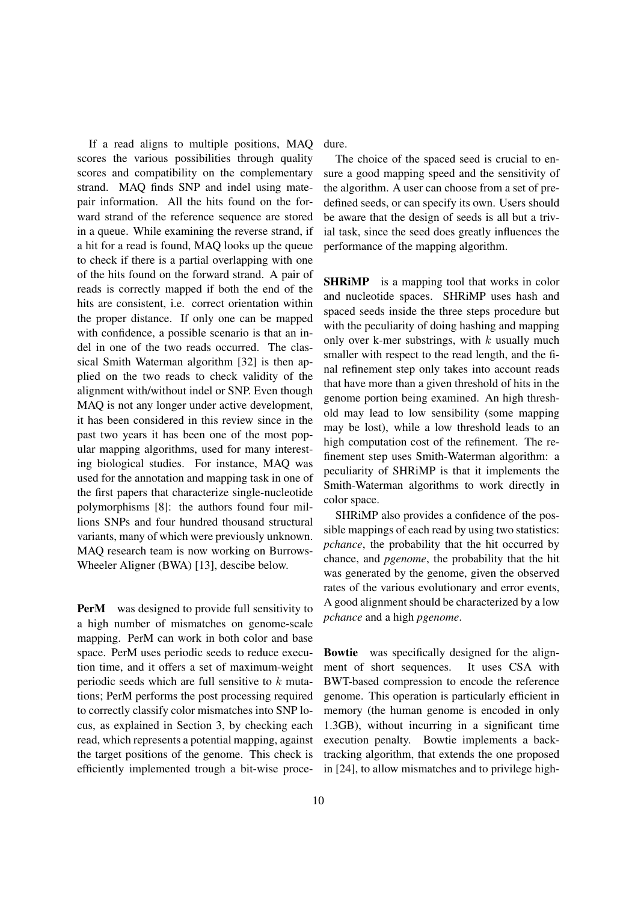If a read aligns to multiple positions, MAQ scores the various possibilities through quality scores and compatibility on the complementary strand. MAQ finds SNP and indel using mate-pair information. All the hits found on the forward strand of the reference sequence are stored in a queue. While examining the reverse strand, if a hit for a read is found, MAQ looks up the queue to check if there is a partial overlapping with one of the hits found on the forward strand. A pair of reads is correctly mapped if both the end of the hits are consistent, i.e. correct orientation within the proper distance. If only one can be mapped with confidence, a possible scenario is that an indel in one of the two reads occurred. The classical Smith Waterman algorithm [32] is then applied on the two reads to check validity of the alignment with/without indel or SNP. Even though MAQ is not any longer under active development, it has been considered in this review since in the past two years it has been one of the most popular mapping algorithms, used for many interesting biological studies. For instance, MAQ was used for the annotation and mapping task in one of the first papers that characterize single-nucleotide polymorphisms [8]: the authors found four millions SNPs and four hundred thousand structural variants, many of which were previously unknown. MAQ research team is now working on Burrows-Wheeler Aligner (BWA) [13], descibe below.

**PerM** was designed to provide full sensitivity to a high number of mismatches on genome-scale mapping. PerM can work in both color and base space. PerM uses periodic seeds to reduce execution time, and it offers a set of maximum-weight periodic seeds which are full sensitive to $k$ mutations; PerM performs the post processing required to correctly classify color mismatches into SNP locus, as explained in Section 3, by checking each read, which represents a potential mapping, against the target positions of the genome. This check is efficiently implemented trough a bit-wise procedure.

The choice of the spaced seed is crucial to ensure a good mapping speed and the sensitivity of the algorithm. A user can choose from a set of predefined seeds, or can specify its own. Users should be aware that the design of seeds is all but a trivial task, since the seed does greatly influences the performance of the mapping algorithm.

**SHRiMP** is a mapping tool that works in color and nucleotide spaces. SHRiMP uses hash and spaced seeds inside the three steps procedure but with the peculiarity of doing hashing and mapping only over k-mer substrings, with $k$ usually much smaller with respect to the read length, and the final refinement step only takes into account reads that have more than a given threshold of hits in the genome portion being examined. An high threshold may lead to low sensibility (some mapping may be lost), while a low threshold leads to an high computation cost of the refinement. The refinement step uses Smith-Waterman algorithm: a peculiarity of SHRiMP is that it implements the Smith-Waterman algorithms to work directly in color space.

SHRiMP also provides a confidence of the possible mappings of each read by using two statistics: *pchance*, the probability that the hit occurred by chance, and *pgenome*, the probability that the hit was generated by the genome, given the observed rates of the various evolutionary and error events, A good alignment should be characterized by a low *pchance* and a high *pgenome*.

**Bowtie** was specifically designed for the alignment of short sequences. It uses CSA with BWT-based compression to encode the reference genome. This operation is particularly efficient in memory (the human genome is encoded in only 1.3GB), without incurring in a significant time execution penalty. Bowtie implements a backtracking algorithm, that extends the one proposed in [24], to allow mismatches and to privilege high-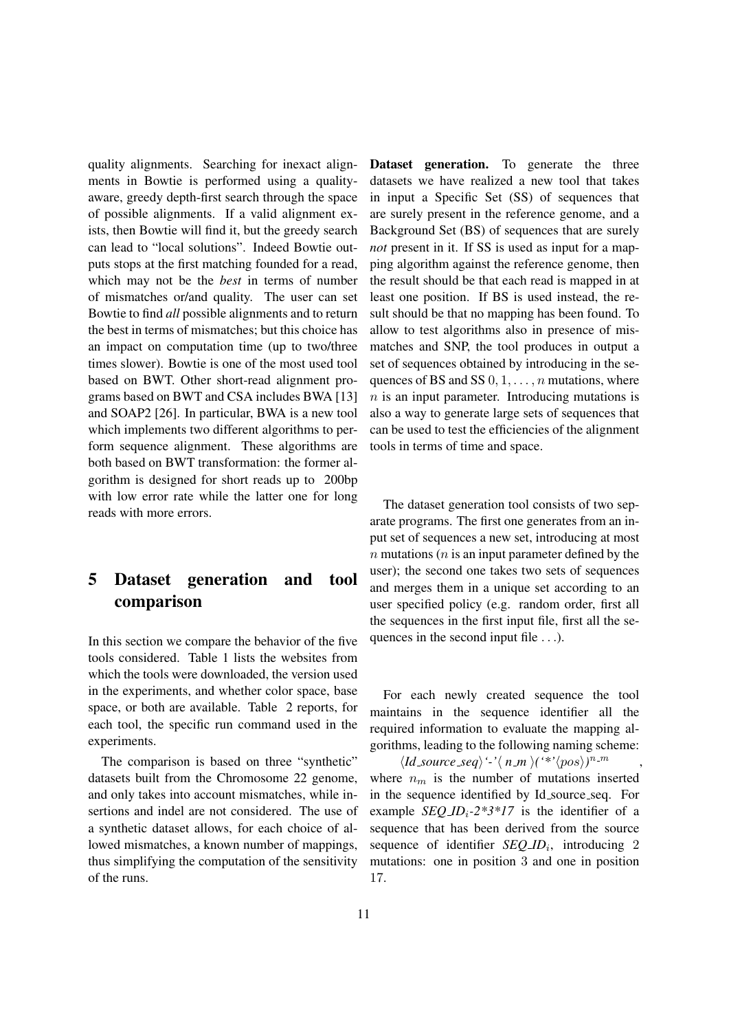quality alignments. Searching for inexact alignments in Bowtie is performed using a quality-aware, greedy depth-first search through the space of possible alignments. If a valid alignment exists, then Bowtie will find it, but the greedy search can lead to "local solutions". Indeed Bowtie outputs stops at the first matching founded for a read, which may not be the *best* in terms of number of mismatches or/and quality. The user can set Bowtie to find *all* possible alignments and to return the best in terms of mismatches; but this choice has an impact on computation time (up to two/three times slower). Bowtie is one of the most used tool based on BWT. Other short-read alignment programs based on BWT and CSA includes BWA [13] and SOAP2 [26]. In particular, BWA is a new tool which implements two different algorithms to perform sequence alignment. These algorithms are both based on BWT transformation: the former algorithm is designed for short reads up to 200bp with low error rate while the latter one for long reads with more errors.

# 5 Dataset generation and tool comparison

In this section we compare the behavior of the five tools considered. Table 1 lists the websites from which the tools were downloaded, the version used in the experiments, and whether color space, base space, or both are available. Table 2 reports, for each tool, the specific run command used in the experiments.

The comparison is based on three "synthetic" datasets built from the Chromosome 22 genome, and only takes into account mismatches, while insertions and indel are not considered. The use of a synthetic dataset allows, for each choice of allowed mismatches, a known number of mappings, thus simplifying the computation of the sensitivity of the runs.

**Dataset generation.** To generate the three datasets we have realized a new tool that takes in input a Specific Set (SS) of sequences that are surely present in the reference genome, and a Background Set (BS) of sequences that are surely *not* present in it. If SS is used as input for a mapping algorithm against the reference genome, then the result should be that each read is mapped in at least one position. If BS is used instead, the result should be that no mapping has been found. To allow to test algorithms also in presence of mismatches and SNP, the tool produces in output a set of sequences obtained by introducing in the sequences of BS and SS $0, 1, \ldots, n$ mutations, where $n$ is an input parameter. Introducing mutations is also a way to generate large sets of sequences that can be used to test the efficiencies of the alignment tools in terms of time and space.

The dataset generation tool consists of two separate programs. The first one generates from an input set of sequences a new set, introducing at most $n$ mutations ($n$ is an input parameter defined by the user); the second one takes two sets of sequences and merges them in a unique set according to an user specified policy (e.g. random order, first all the sequences in the first input file, first all the sequences in the second input file ...).

For each newly created sequence the tool maintains in the sequence identifier all the required information to evaluate the mapping algorithms, leading to the following naming scheme:

$$\langle \textit{Id\_source\_seq} \rangle \text{'-'} \langle \textit{ n\_m } \rangle (\text{'*'} \langle pos \rangle)^{n\_m} ,$$

where $n_m$ is the number of mutations inserted in the sequence identified by Id_source_seq. For example *SEQ_ID*$_i$*-2*3*17* is the identifier of a sequence that has been derived from the source sequence of identifier *SEQ_ID*$_i$, introducing 2 mutations: one in position 3 and one in position 17.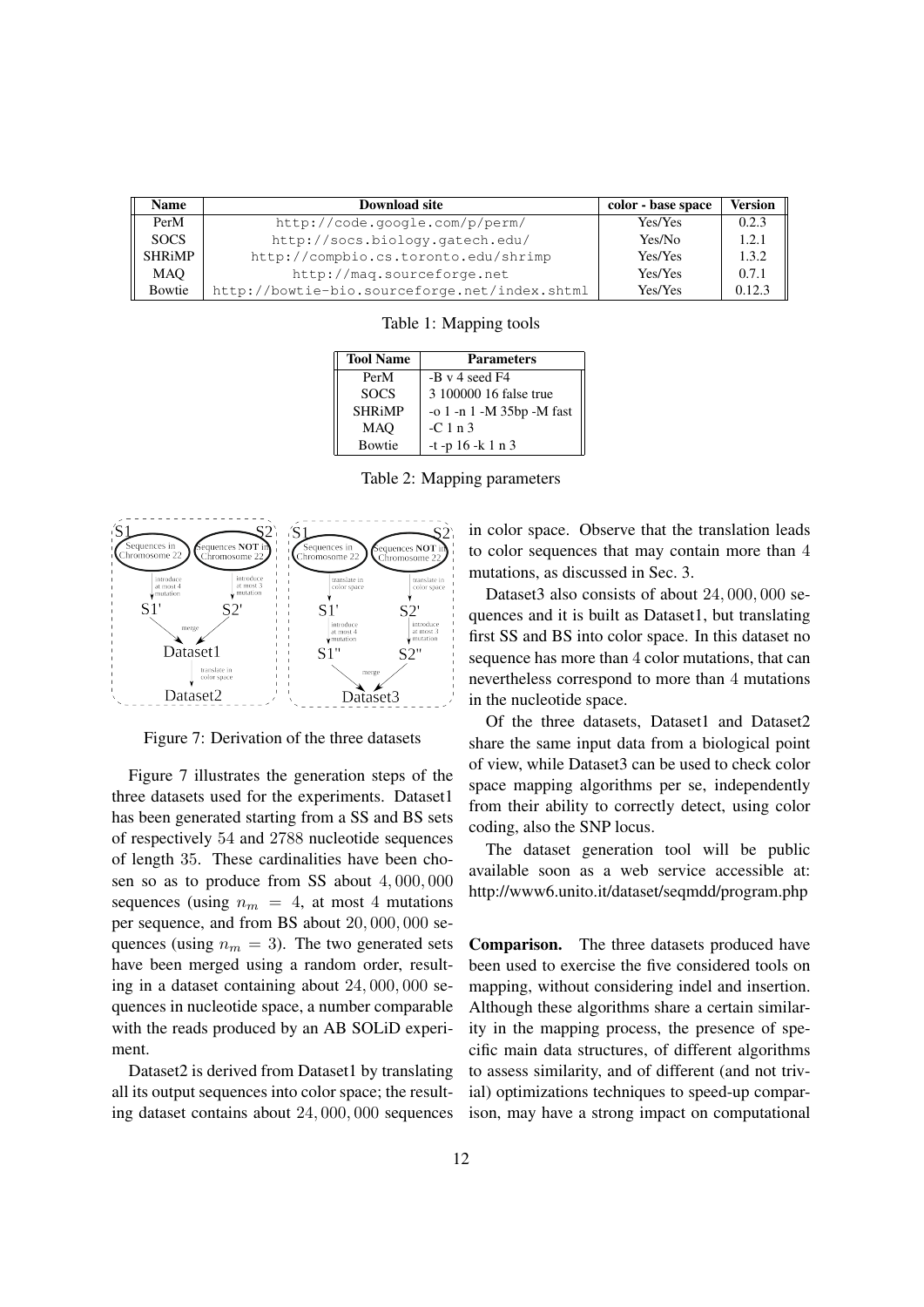| Name | Download site | color - base space | Version |
|---|---|---|---|
| PerM | http://code.google.com/p/perm/ | Yes/Yes | 0.2.3 |
| SOCS | http://socs.biology.gatech.edu/ | Yes/No | 1.2.1 |
| SHRiMP | http://compbio.cs.toronto.edu/shrimp | Yes/Yes | 1.3.2 |
| MAQ | http://maq.sourceforge.net | Yes/Yes | 0.7.1 |
| Bowtie | http://bowtie-bio.sourceforge.net/index.shtml | Yes/Yes | 0.12.3 |

Table 1: Mapping tools

| Tool Name | Parameters |
|---|---|
| PerM | -B v 4 seed F4 |
| SOCS | 3 100000 16 false true |
| SHRiMP | -o 1 -n 1 -M 35bp -M fast |
| MAQ | -C 1 n 3 |
| Bowtie | -t -p 16 -k 1 n 3 |

Table 2: Mapping parameters

Figure 7: Derivation of the three datasets

Figure 7 illustrates the generation steps of the three datasets used for the experiments. Dataset1 has been generated starting from a SS and BS sets of respectively 54 and 2788 nucleotide sequences of length 35. These cardinalities have been chosen so as to produce from SS about 4,000,000 sequences (using $n_m = 4$, at most 4 mutations per sequence, and from BS about 20,000,000 sequences (using $n_m = 3$). The two generated sets have been merged using a random order, resulting in a dataset containing about 24,000,000 sequences in nucleotide space, a number comparable with the reads produced by an AB SOLiD experiment.

Dataset2 is derived from Dataset1 by translating all its output sequences into color space; the resulting dataset contains about 24,000,000 sequences in color space. Observe that the translation leads to color sequences that may contain more than 4 mutations, as discussed in Sec. 3.

Dataset3 also consists of about 24,000,000 sequences and it is built as Dataset1, but translating first SS and BS into color space. In this dataset no sequence has more than 4 color mutations, that can nevertheless correspond to more than 4 mutations in the nucleotide space.

Of the three datasets, Dataset1 and Dataset2 share the same input data from a biological point of view, while Dataset3 can be used to check color space mapping algorithms per se, independently from their ability to correctly detect, using color coding, also the SNP locus.

The dataset generation tool will be public available soon as a web service accessible at: http://www6.unito.it/dataset/seqmdd/program.php

**Comparison.** The three datasets produced have been used to exercise the five considered tools on mapping, without considering indel and insertion. Although these algorithms share a certain similarity in the mapping process, the presence of specific main data structures, of different algorithms to assess similarity, and of different (and not trivial) optimizations techniques to speed-up comparison, may have a strong impact on computational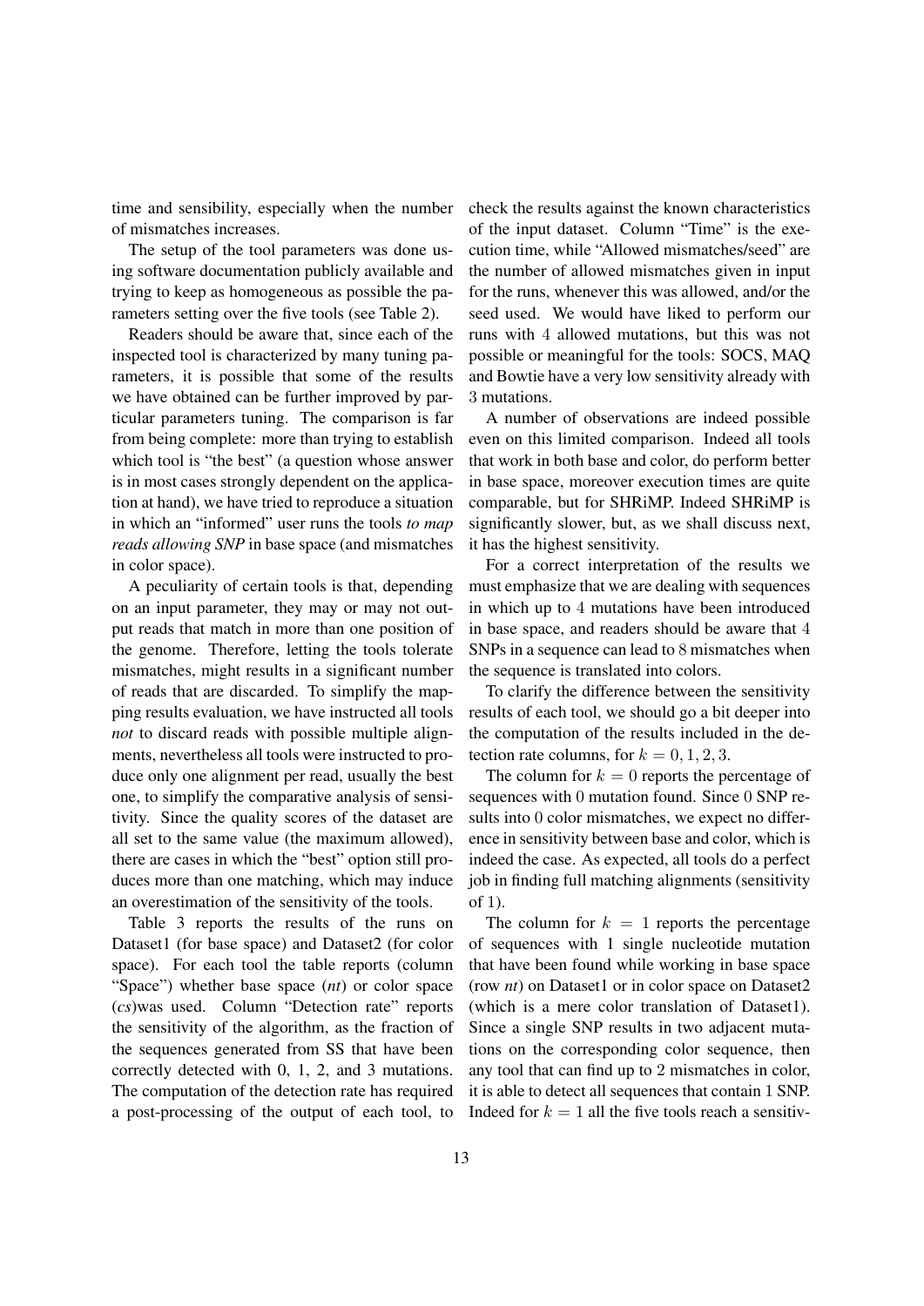time and sensibility, especially when the number of mismatches increases.

The setup of the tool parameters was done using software documentation publicly available and trying to keep as homogeneous as possible the parameters setting over the five tools (see Table 2).

Readers should be aware that, since each of the inspected tool is characterized by many tuning parameters, it is possible that some of the results we have obtained can be further improved by particular parameters tuning. The comparison is far from being complete: more than trying to establish which tool is "the best" (a question whose answer is in most cases strongly dependent on the application at hand), we have tried to reproduce a situation in which an "informed" user runs the tools *to map reads allowing SNP* in base space (and mismatches in color space).

A peculiarity of certain tools is that, depending on an input parameter, they may or may not output reads that match in more than one position of the genome. Therefore, letting the tools tolerate mismatches, might results in a significant number of reads that are discarded. To simplify the mapping results evaluation, we have instructed all tools *not* to discard reads with possible multiple alignments, nevertheless all tools were instructed to produce only one alignment per read, usually the best one, to simplify the comparative analysis of sensitivity. Since the quality scores of the dataset are all set to the same value (the maximum allowed), there are cases in which the "best" option still produces more than one matching, which may induce an overestimation of the sensitivity of the tools.

Table 3 reports the results of the runs on Dataset1 (for base space) and Dataset2 (for color space). For each tool the table reports (column "Space") whether base space (*nt*) or color space (*cs*)was used. Column "Detection rate" reports the sensitivity of the algorithm, as the fraction of the sequences generated from SS that have been correctly detected with 0, 1, 2, and 3 mutations. The computation of the detection rate has required a post-processing of the output of each tool, to check the results against the known characteristics of the input dataset. Column "Time" is the execution time, while "Allowed mismatches/seed" are the number of allowed mismatches given in input for the runs, whenever this was allowed, and/or the seed used. We would have liked to perform our runs with $4$ allowed mutations, but this was not possible or meaningful for the tools: SOCS, MAQ and Bowtie have a very low sensitivity already with 3 mutations.

A number of observations are indeed possible even on this limited comparison. Indeed all tools that work in both base and color, do perform better in base space, moreover execution times are quite comparable, but for SHRiMP. Indeed SHRiMP is significantly slower, but, as we shall discuss next, it has the highest sensitivity.

For a correct interpretation of the results we must emphasize that we are dealing with sequences in which up to $4$ mutations have been introduced in base space, and readers should be aware that $4$ SNPs in a sequence can lead to $8$ mismatches when the sequence is translated into colors.

To clarify the difference between the sensitivity results of each tool, we should go a bit deeper into the computation of the results included in the detection rate columns, for $k = 0, 1, 2, 3$.

The column for $k = 0$ reports the percentage of sequences with $0$ mutation found. Since $0$ SNP results into $0$ color mismatches, we expect no difference in sensitivity between base and color, which is indeed the case. As expected, all tools do a perfect job in finding full matching alignments (sensitivity of $1$).

The column for $k = 1$ reports the percentage of sequences with 1 single nucleotide mutation that have been found while working in base space (row *nt*) on Dataset1 or in color space on Dataset2 (which is a mere color translation of Dataset1). Since a single SNP results in two adjacent mutations on the corresponding color sequence, then any tool that can find up to 2 mismatches in color, it is able to detect all sequences that contain 1 SNP. Indeed for $k = 1$ all the five tools reach a sensitiv-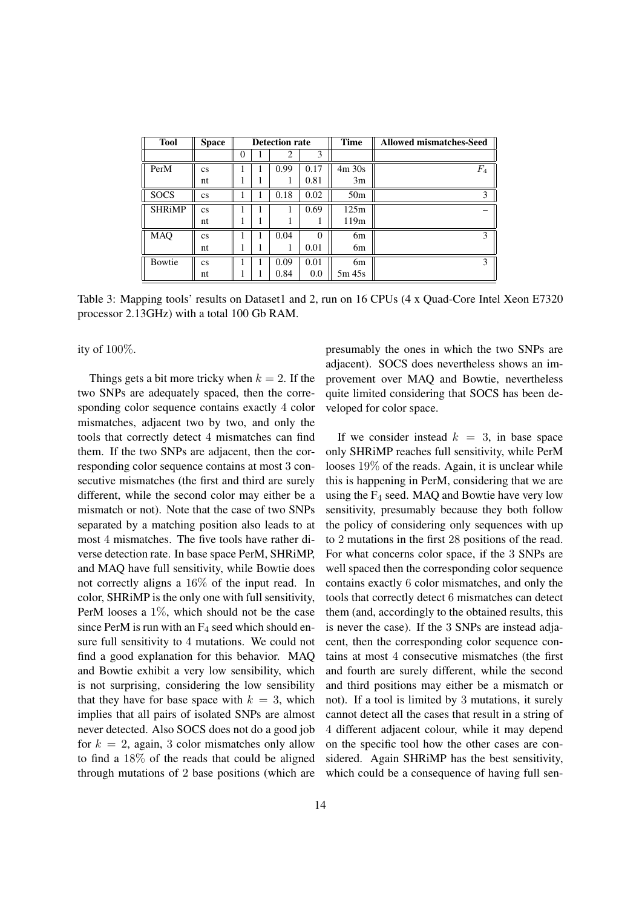| Tool | Space | Detection rate | | | | Time | Allowed mismatches-Seed |
|---|---|---|---|---|---|---|---|
| | | 0 | 1 | 2 | 3 | | |
| PerM | cs | 1 | 1 | 0.99 | 0.17 | 4m 30s | $F_4$ |
| | nt | 1 | 1 | 1 | 0.81 | 3m | |
| SOCS | cs | 1 | 1 | 0.18 | 0.02 | 50m | 3 |
| SHRiMP | cs | 1 | 1 | 1 | 0.69 | 125m | – |
| | nt | 1 | 1 | 1 | 1 | 119m | |
| MAQ | cs | 1 | 1 | 0.04 | 0 | 6m | 3 |
| | nt | 1 | 1 | 1 | 0.01 | 6m | |
| Bowtie | cs | 1 | 1 | 0.09 | 0.01 | 6m | 3 |
| | nt | 1 | 1 | 0.84 | 0.0 | 5m 45s | |

Table 3: Mapping tools' results on Dataset1 and 2, run on 16 CPUs (4 x Quad-Core Intel Xeon E7320 processor 2.13GHz) with a total 100 Gb RAM.

ity of 100%.

Things gets a bit more tricky when $k = 2$. If the two SNPs are adequately spaced, then the corresponding color sequence contains exactly 4 color mismatches, adjacent two by two, and only the tools that correctly detect 4 mismatches can find them. If the two SNPs are adjacent, then the corresponding color sequence contains at most 3 consecutive mismatches (the first and third are surely different, while the second color may either be a mismatch or not). Note that the case of two SNPs separated by a matching position also leads to at most 4 mismatches. The five tools have rather diverse detection rate. In base space PerM, SHRiMP, and MAQ have full sensitivity, while Bowtie does not correctly aligns a 16% of the input read. In color, SHRiMP is the only one with full sensitivity, PerM looses a 1%, which should not be the case since PerM is run with an $F_4$ seed which should ensure full sensitivity to 4 mutations. We could not find a good explanation for this behavior. MAQ and Bowtie exhibit a very low sensibility, which is not surprising, considering the low sensibility that they have for base space with $k = 3$, which implies that all pairs of isolated SNPs are almost never detected. Also SOCS does not do a good job for $k = 2$, again, 3 color mismatches only allow to find a 18% of the reads that could be aligned through mutations of 2 base positions (which are presumably the ones in which the two SNPs are adjacent). SOCS does nevertheless shows an improvement over MAQ and Bowtie, nevertheless quite limited considering that SOCS has been developed for color space.

If we consider instead $k = 3$, in base space only SHRiMP reaches full sensitivity, while PerM looses 19% of the reads. Again, it is unclear while this is happening in PerM, considering that we are using the $F_4$ seed. MAQ and Bowtie have very low sensitivity, presumably because they both follow the policy of considering only sequences with up to 2 mutations in the first 28 positions of the read. For what concerns color space, if the 3 SNPs are well spaced then the corresponding color sequence contains exactly 6 color mismatches, and only the tools that correctly detect 6 mismatches can detect them (and, accordingly to the obtained results, this is never the case). If the 3 SNPs are instead adjacent, then the corresponding color sequence contains at most 4 consecutive mismatches (the first and fourth are surely different, while the second and third positions may either be a mismatch or not). If a tool is limited by 3 mutations, it surely cannot detect all the cases that result in a string of 4 different adjacent colour, while it may depend on the specific tool how the other cases are considered. Again SHRiMP has the best sensitivity, which could be a consequence of having full sen-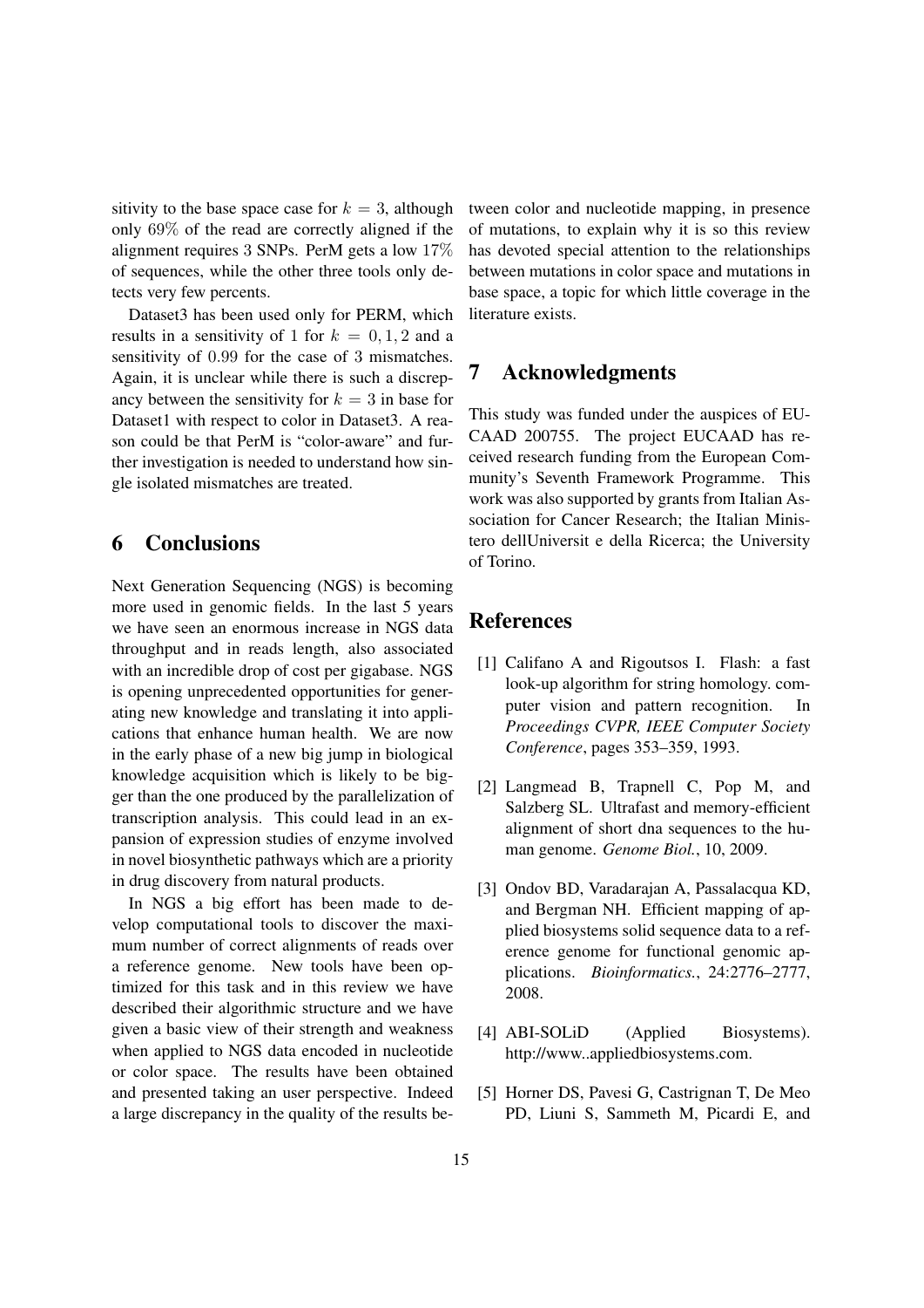sitivity to the base space case for $k = 3$, although only 69% of the read are correctly aligned if the alignment requires 3 SNPs. PerM gets a low 17% of sequences, while the other three tools only detects very few percents.

Dataset3 has been used only for PERM, which results in a sensitivity of 1 for $k = 0, 1, 2$ and a sensitivity of 0.99 for the case of 3 mismatches. Again, it is unclear while there is such a discrepancy between the sensitivity for $k = 3$ in base for Dataset1 with respect to color in Dataset3. A reason could be that PerM is "color-aware" and further investigation is needed to understand how single isolated mismatches are treated.

## 6 Conclusions

Next Generation Sequencing (NGS) is becoming more used in genomic fields. In the last 5 years we have seen an enormous increase in NGS data throughput and in reads length, also associated with an incredible drop of cost per gigabase. NGS is opening unprecedented opportunities for generating new knowledge and translating it into applications that enhance human health. We are now in the early phase of a new big jump in biological knowledge acquisition which is likely to be bigger than the one produced by the parallelization of transcription analysis. This could lead in an expansion of expression studies of enzyme involved in novel biosynthetic pathways which are a priority in drug discovery from natural products.

In NGS a big effort has been made to develop computational tools to discover the maximum number of correct alignments of reads over a reference genome. New tools have been optimized for this task and in this review we have described their algorithmic structure and we have given a basic view of their strength and weakness when applied to NGS data encoded in nucleotide or color space. The results have been obtained and presented taking an user perspective. Indeed a large discrepancy in the quality of the results between color and nucleotide mapping, in presence of mutations, to explain why it is so this review has devoted special attention to the relationships between mutations in color space and mutations in base space, a topic for which little coverage in the literature exists.

## 7 Acknowledgments

This study was funded under the auspices of EUCAAD 200755. The project EUCAAD has received research funding from the European Community's Seventh Framework Programme. This work was also supported by grants from Italian Association for Cancer Research; the Italian Ministero dellUniversit e della Ricerca; the University of Torino.

## References

[1] Califano A and Rigoutsos I. Flash: a fast look-up algorithm for string homology. computer vision and pattern recognition. In *Proceedings CVPR, IEEE Computer Society Conference*, pages 353–359, 1993.

[2] Langmead B, Trapnell C, Pop M, and Salzberg SL. Ultrafast and memory-efficient alignment of short dna sequences to the human genome. *Genome Biol.*, 10, 2009.

[3] Ondov BD, Varadarajan A, Passalacqua KD, and Bergman NH. Efficient mapping of applied biosystems solid sequence data to a reference genome for functional genomic applications. *Bioinformatics.*, 24:2776–2777, 2008.

[4] ABI-SOLiD (Applied Biosystems). http://www..appliedbiosystems.com.

[5] Horner DS, Pavesi G, Castrignan T, De Meo PD, Liuni S, Sammeth M, Picardi E, and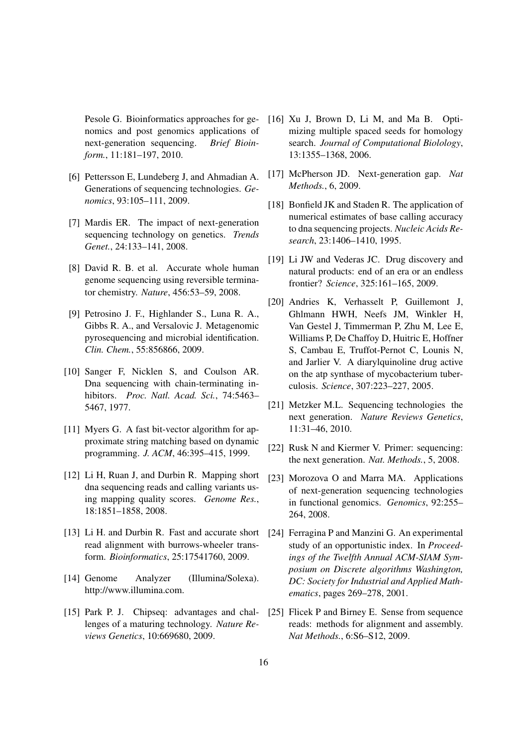Pesole G. Bioinformatics approaches for genomics and post genomics applications of next-generation sequencing. *Brief Bioinform.*, 11:181–197, 2010.

[6] Pettersson E, Lundeberg J, and Ahmadian A. Generations of sequencing technologies. *Genomics*, 93:105–111, 2009.

[7] Mardis ER. The impact of next-generation sequencing technology on genetics. *Trends Genet.*, 24:133–141, 2008.

[8] David R. B. et al. Accurate whole human genome sequencing using reversible terminator chemistry. *Nature*, 456:53–59, 2008.

[9] Petrosino J. F., Highlander S., Luna R. A., Gibbs R. A., and Versalovic J. Metagenomic pyrosequencing and microbial identification. *Clin. Chem.*, 55:856866, 2009.

[10] Sanger F, Nicklen S, and Coulson AR. Dna sequencing with chain-terminating inhibitors. *Proc. Natl. Acad. Sci.*, 74:5463–5467, 1977.

[11] Myers G. A fast bit-vector algorithm for approximate string matching based on dynamic programming. *J. ACM*, 46:395–415, 1999.

[12] Li H, Ruan J, and Durbin R. Mapping short dna sequencing reads and calling variants using mapping quality scores. *Genome Res.*, 18:1851–1858, 2008.

[13] Li H. and Durbin R. Fast and accurate short read alignment with burrows-wheeler transform. *Bioinformatics*, 25:17541760, 2009.

[14] Genome Analyzer (Illumina/Solexa). http://www.illumina.com.

[15] Park P. J. Chipseq: advantages and challenges of a maturing technology. *Nature Reviews Genetics*, 10:669680, 2009.

[16] Xu J, Brown D, Li M, and Ma B. Optimizing multiple spaced seeds for homology search. *Journal of Computational Biolology*, 13:1355–1368, 2006.

[17] McPherson JD. Next-generation gap. *Nat Methods.*, 6, 2009.

[18] Bonfield JK and Staden R. The application of numerical estimates of base calling accuracy to dna sequencing projects. *Nucleic Acids Research*, 23:1406–1410, 1995.

[19] Li JW and Vederas JC. Drug discovery and natural products: end of an era or an endless frontier? *Science*, 325:161–165, 2009.

[20] Andries K, Verhasselt P, Guillemont J, Ghlmann HWH, Neefs JM, Winkler H, Van Gestel J, Timmerman P, Zhu M, Lee E, Williams P, De Chaffoy D, Huitric E, Hoffner S, Cambau E, Truffot-Pernot C, Lounis N, and Jarlier V. A diarylquinoline drug active on the atp synthase of mycobacterium tuberculosis. *Science*, 307:223–227, 2005.

[21] Metzker M.L. Sequencing technologies the next generation. *Nature Reviews Genetics*, 11:31–46, 2010.

[22] Rusk N and Kiermer V. Primer: sequencing: the next generation. *Nat. Methods.*, 5, 2008.

[23] Morozova O and Marra MA. Applications of next-generation sequencing technologies in functional genomics. *Genomics*, 92:255–264, 2008.

[24] Ferragina P and Manzini G. An experimental study of an opportunistic index. In *Proceedings of the Twelfth Annual ACM-SIAM Symposium on Discrete algorithms Washington, DC: Society for Industrial and Applied Mathematics*, pages 269–278, 2001.

[25] Flicek P and Birney E. Sense from sequence reads: methods for alignment and assembly. *Nat Methods.*, 6:S6–S12, 2009.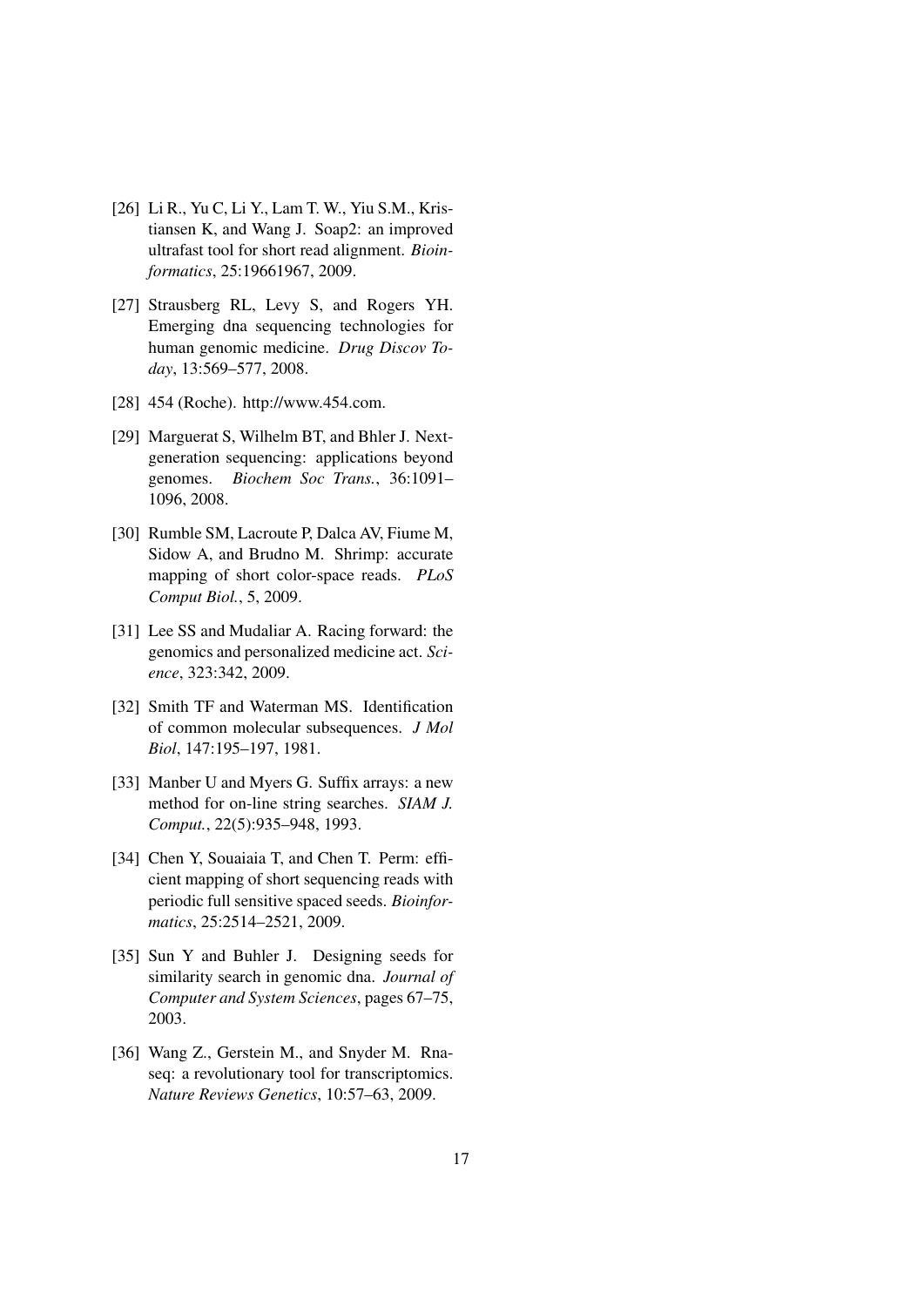[26] Li R., Yu C, Li Y., Lam T. W., Yiu S.M., Kristiansen K, and Wang J. Soap2: an improved ultrafast tool for short read alignment. *Bioinformatics*, 25:19661967, 2009.

[27] Strausberg RL, Levy S, and Rogers YH. Emerging dna sequencing technologies for human genomic medicine. *Drug Discov Today*, 13:569–577, 2008.

[28] 454 (Roche). http://www.454.com.

[29] Marguerat S, Wilhelm BT, and Bhler J. Next-generation sequencing: applications beyond genomes. *Biochem Soc Trans.*, 36:1091–1096, 2008.

[30] Rumble SM, Lacroute P, Dalca AV, Fiume M, Sidow A, and Brudno M. Shrimp: accurate mapping of short color-space reads. *PLoS Comput Biol.*, 5, 2009.

[31] Lee SS and Mudaliar A. Racing forward: the genomics and personalized medicine act. *Science*, 323:342, 2009.

[32] Smith TF and Waterman MS. Identification of common molecular subsequences. *J Mol Biol*, 147:195–197, 1981.

[33] Manber U and Myers G. Suffix arrays: a new method for on-line string searches. *SIAM J. Comput.*, 22(5):935–948, 1993.

[34] Chen Y, Souaiaia T, and Chen T. Perm: efficient mapping of short sequencing reads with periodic full sensitive spaced seeds. *Bioinformatics*, 25:2514–2521, 2009.

[35] Sun Y and Buhler J. Designing seeds for similarity search in genomic dna. *Journal of Computer and System Sciences*, pages 67–75, 2003.

[36] Wang Z., Gerstein M., and Snyder M. Rna-seq: a revolutionary tool for transcriptomics. *Nature Reviews Genetics*, 10:57–63, 2009.